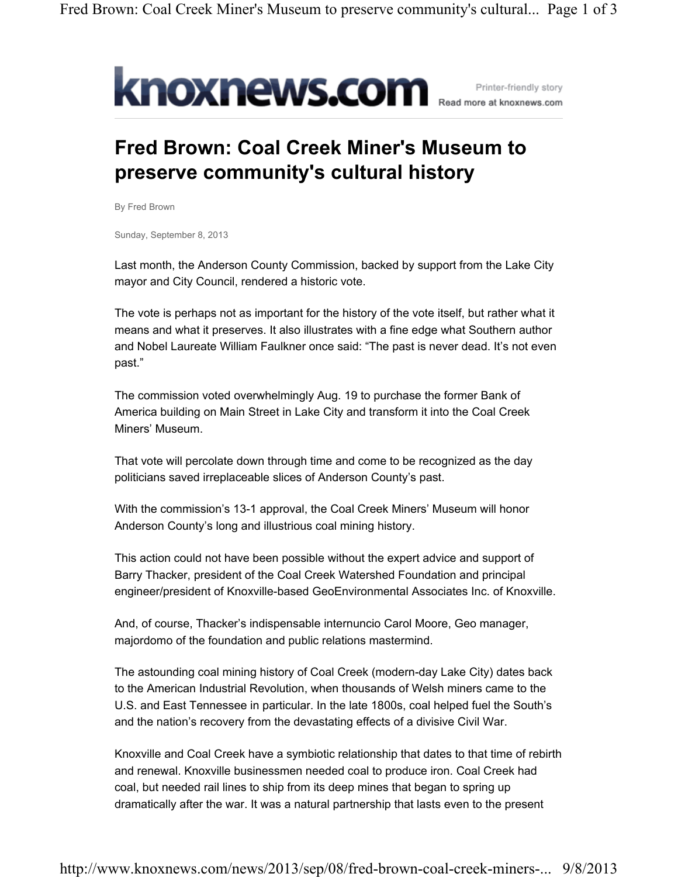knoxnews.com

Printer-friendly story
Read more at knoxnews.com

# Fred Brown: Coal Creek Miner's Museum to preserve community's cultural history

By Fred Brown

Sunday, September 8, 2013

Last month, the Anderson County Commission, backed by support from the Lake City mayor and City Council, rendered a historic vote.

The vote is perhaps not as important for the history of the vote itself, but rather what it means and what it preserves. It also illustrates with a fine edge what Southern author and Nobel Laureate William Faulkner once said: "The past is never dead. It's not even past."

The commission voted overwhelmingly Aug. 19 to purchase the former Bank of America building on Main Street in Lake City and transform it into the Coal Creek Miners' Museum.

That vote will percolate down through time and come to be recognized as the day politicians saved irreplaceable slices of Anderson County's past.

With the commission's 13-1 approval, the Coal Creek Miners' Museum will honor Anderson County's long and illustrious coal mining history.

This action could not have been possible without the expert advice and support of Barry Thacker, president of the Coal Creek Watershed Foundation and principal engineer/president of Knoxville-based GeoEnvironmental Associates Inc. of Knoxville.

And, of course, Thacker's indispensable internuncio Carol Moore, Geo manager, majordomo of the foundation and public relations mastermind.

The astounding coal mining history of Coal Creek (modern-day Lake City) dates back to the American Industrial Revolution, when thousands of Welsh miners came to the U.S. and East Tennessee in particular. In the late 1800s, coal helped fuel the South's and the nation's recovery from the devastating effects of a divisive Civil War.

Knoxville and Coal Creek have a symbiotic relationship that dates to that time of rebirth and renewal. Knoxville businessmen needed coal to produce iron. Coal Creek had coal, but needed rail lines to ship from its deep mines that began to spring up dramatically after the war. It was a natural partnership that lasts even to the present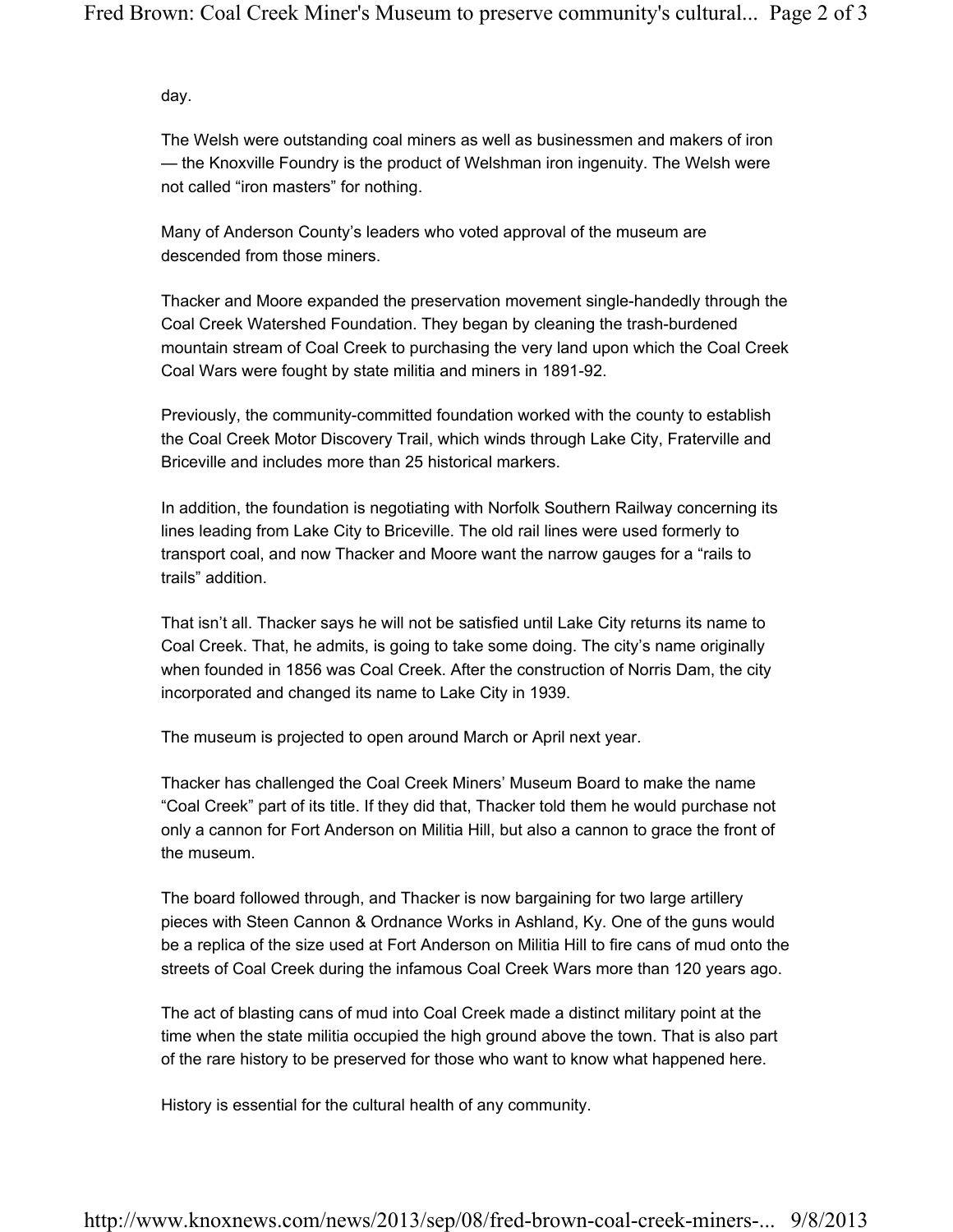day.

The Welsh were outstanding coal miners as well as businessmen and makers of iron — the Knoxville Foundry is the product of Welshman iron ingenuity. The Welsh were not called "iron masters" for nothing.

Many of Anderson County's leaders who voted approval of the museum are descended from those miners.

Thacker and Moore expanded the preservation movement single-handedly through the Coal Creek Watershed Foundation. They began by cleaning the trash-burdened mountain stream of Coal Creek to purchasing the very land upon which the Coal Creek Coal Wars were fought by state militia and miners in 1891-92.

Previously, the community-committed foundation worked with the county to establish the Coal Creek Motor Discovery Trail, which winds through Lake City, Fraterville and Briceville and includes more than 25 historical markers.

In addition, the foundation is negotiating with Norfolk Southern Railway concerning its lines leading from Lake City to Briceville. The old rail lines were used formerly to transport coal, and now Thacker and Moore want the narrow gauges for a "rails to trails" addition.

That isn't all. Thacker says he will not be satisfied until Lake City returns its name to Coal Creek. That, he admits, is going to take some doing. The city's name originally when founded in 1856 was Coal Creek. After the construction of Norris Dam, the city incorporated and changed its name to Lake City in 1939.

The museum is projected to open around March or April next year.

Thacker has challenged the Coal Creek Miners' Museum Board to make the name "Coal Creek" part of its title. If they did that, Thacker told them he would purchase not only a cannon for Fort Anderson on Militia Hill, but also a cannon to grace the front of the museum.

The board followed through, and Thacker is now bargaining for two large artillery pieces with Steen Cannon & Ordnance Works in Ashland, Ky. One of the guns would be a replica of the size used at Fort Anderson on Militia Hill to fire cans of mud onto the streets of Coal Creek during the infamous Coal Creek Wars more than 120 years ago.

The act of blasting cans of mud into Coal Creek made a distinct military point at the time when the state militia occupied the high ground above the town. That is also part of the rare history to be preserved for those who want to know what happened here.

History is essential for the cultural health of any community.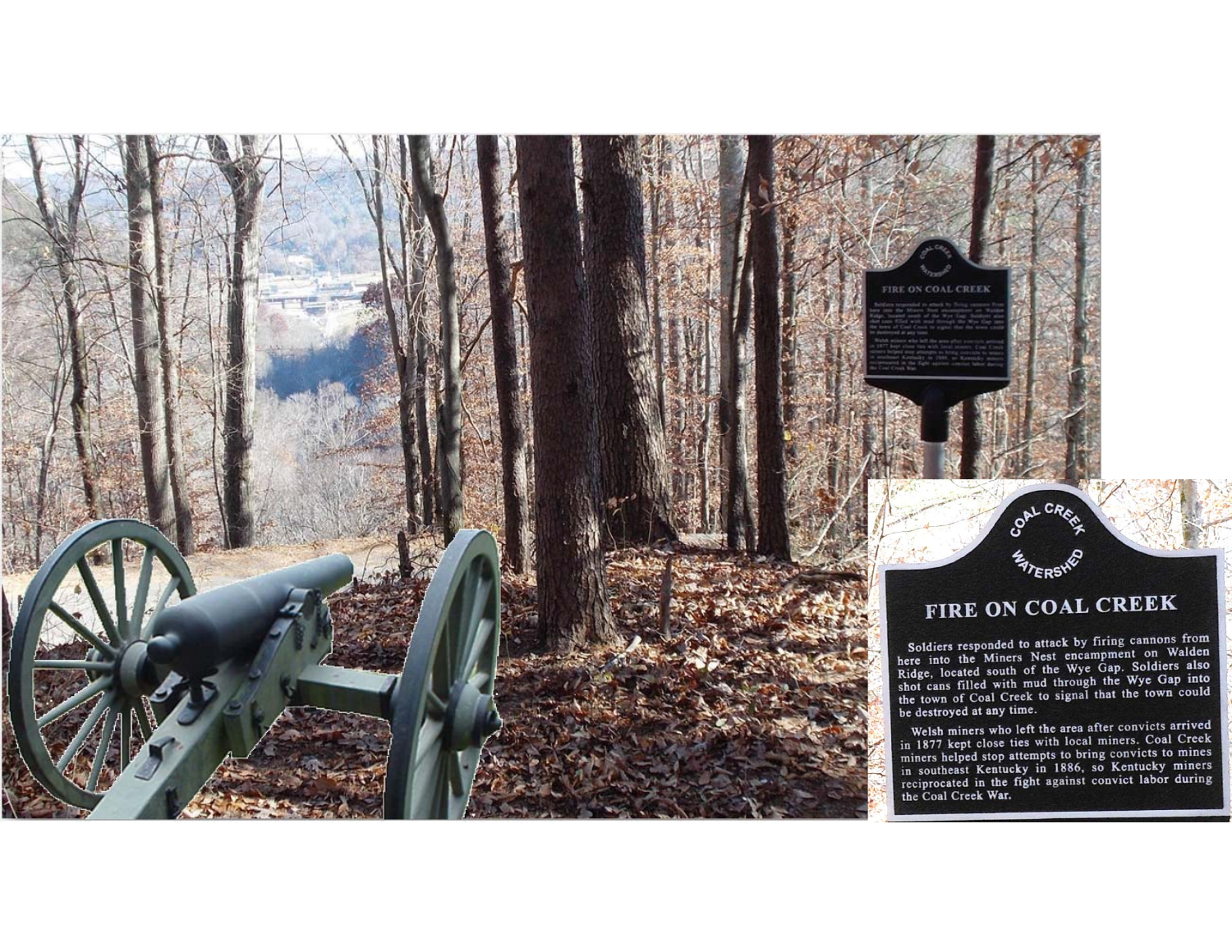COAL CREEK WATERSHED

# FIRE ON COAL CREEK

Soldiers responded to attack by firing cannons from here into the Miners Nest encampment on Walden Ridge, located south of the Wye Gap. Soldiers also shot cans filled with mud through the Wye Gap into the town of Coal Creek to signal that the town could be destroyed at any time.

Welsh miners who left the area after convicts arrived in 1877 kept close ties with local miners. Coal Creek miners helped stop attempts to bring convicts to mines in southeast Kentucky in 1886, so Kentucky miners reciprocated in the fight against convict labor during the Coal Creek War.